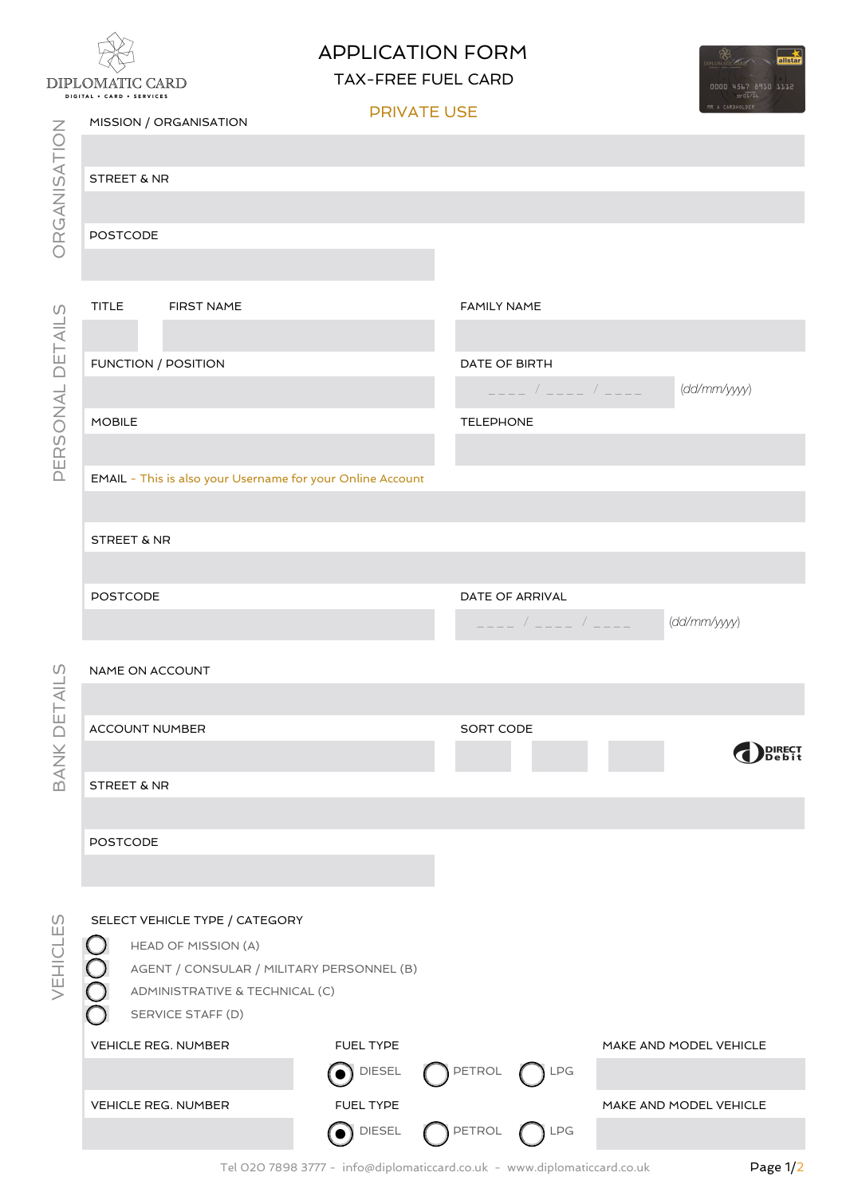DIPLOMATIC CARD
DIGITAL • CARD • SERVICES

# APPLICATION FORM

## TAX-FREE FUEL CARD

### PRIVATE USE

## ORGANISATION

MISSION / ORGANISATION

STREET & NR

POSTCODE

## PERSONAL DETAILS

TITLE

FIRST NAME

FAMILY NAME

FUNCTION / POSITION

DATE OF BIRTH

\_ \_ \_ \_ / \_ \_ \_ \_ / \_ \_ \_ \_ *(dd/mm/yyyy)*

MOBILE

TELEPHONE

EMAIL - This is also your Username for your Online Account

STREET & NR

POSTCODE

DATE OF ARRIVAL

\_ \_ \_ \_ / \_ \_ \_ \_ / \_ \_ \_ \_ *(dd/mm/yyyy)*

## BANK DETAILS

NAME ON ACCOUNT

ACCOUNT NUMBER

SORT CODE

DIRECT Debit

STREET & NR

POSTCODE

## VEHICLES

SELECT VEHICLE TYPE / CATEGORY

- ○ HEAD OF MISSION (A)
- ○ AGENT / CONSULAR / MILITARY PERSONNEL (B)
- ○ ADMINISTRATIVE & TECHNICAL (C)
- ○ SERVICE STAFF (D)

VEHICLE REG. NUMBER

FUEL TYPE

◉ DIESEL ○ PETROL ○ LPG

MAKE AND MODEL VEHICLE

VEHICLE REG. NUMBER

FUEL TYPE

◉ DIESEL ○ PETROL ○ LPG

MAKE AND MODEL VEHICLE

Tel 020 7898 3777 - info@diplomaticcard.co.uk - www.diplomaticcard.co.uk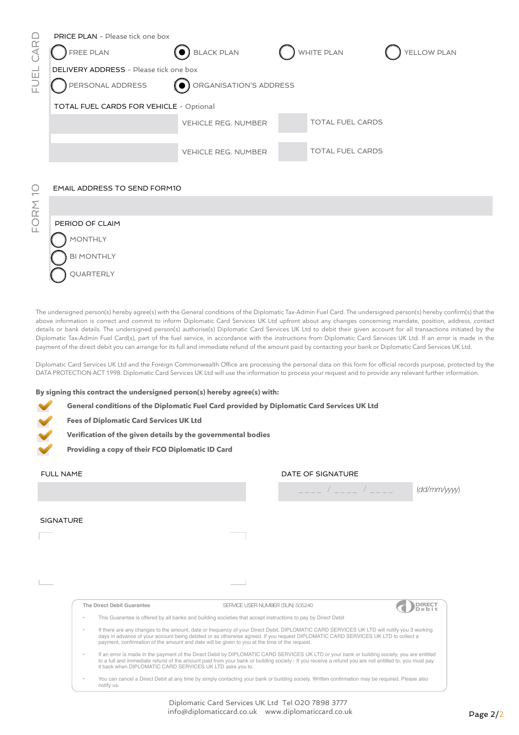## FUEL CARD

**PRICE PLAN** - Please tick one box

- ○ FREE PLAN
- ● BLACK PLAN
- ○ WHITE PLAN
- ○ YELLOW PLAN

**DELIVERY ADDRESS** - Please tick one box

- ○ PERSONAL ADDRESS
- ● ORGANISATION'S ADDRESS

**TOTAL FUEL CARDS FOR VEHICLE** - Optional

| | | | |
|---|---|---|---|
| | VEHICLE REG. NUMBER | | TOTAL FUEL CARDS |
| | VEHICLE REG. NUMBER | | TOTAL FUEL CARDS |

## FORM 10

**EMAIL ADDRESS TO SEND FORM10**

**PERIOD OF CLAIM**

- ○ MONTHLY
- ○ BI MONTHLY
- ○ QUARTERLY

The undersigned person(s) hereby agree(s) with the General conditions of the Diplomatic Tax-Admin Fuel Card. The undersigned person(s) hereby confirm(s) that the above information is correct and commit to inform Diplomatic Card Services UK Ltd upfront about any changes concerning mandate, position, address, contact details or bank details. The undersigned person(s) authorise(s) Diplomatic Card Services UK Ltd to debit their given account for all transactions initiated by the Diplomatic Tax-Admin Fuel Card(s), part of the fuel service, in accordance with the instructions from Diplomatic Card Services UK Ltd. If an error is made in the payment of the direct debit you can arrange for its full and immediate refund of the amount paid by contacting your bank or Diplomatic Card Services UK Ltd.

Diplomatic Card Services UK Ltd and the Foreign Commonwealth Office are processing the personal data on this form for official records purpose, protected by the DATA PROTECTION ACT 1998. Diplomatic Card Services UK Ltd will use the information to process your request and to provide any relevant further information.

**By signing this contract the undersigned person(s) hereby agree(s) with:**

- ✔ **General conditions of the Diplomatic Fuel Card provided by Diplomatic Card Services UK Ltd**
- ✔ **Fees of Diplomatic Card Services UK Ltd**
- ✔ **Verification of the given details by the governmental bodies**
- ✔ **Providing a copy of their FCO Diplomatic ID Card**

**FULL NAME**

**DATE OF SIGNATURE**

____ / ____ / ____ *(dd/mm/yyyy)*

**SIGNATURE**

**The Direct Debit Guarantee** SERVICE USER NUMBER (SUN) 505240 DIRECT Debit

- This Guarantee is offered by all banks and building societies that accept instructions to pay by Direct Debit
- If there are any changes to the amount, date or frequency of your Direct Debit, DIPLOMATIC CARD SERVICES UK LTD will notify you 3 working days in advance of your account being debited or as otherwise agreed. If you request DIPLOMATIC CARD SERVICES UK LTD to collect a payment, confirmation of the amount and date will be given to you at the time of the request.
- If an error is made in the payment of the Direct Debit by DIPLOMATIC CARD SERVICES UK LTD or your bank or building society, you are entitled to a full and immediate refund of the amount paid from your bank or building society - If you receive a refund you are not entitled to, you must pay it back when DIPLOMATIC CARD SERVICES UK LTD asks you to.
- You can cancel a Direct Debit at any time by simply contacting your bank or building society. Written confirmation may be required. Please also notify us.

Diplomatic Card Services UK Ltd Tel 020 7898 3777
info@diplomaticcard.co.uk www.diplomaticcard.co.uk